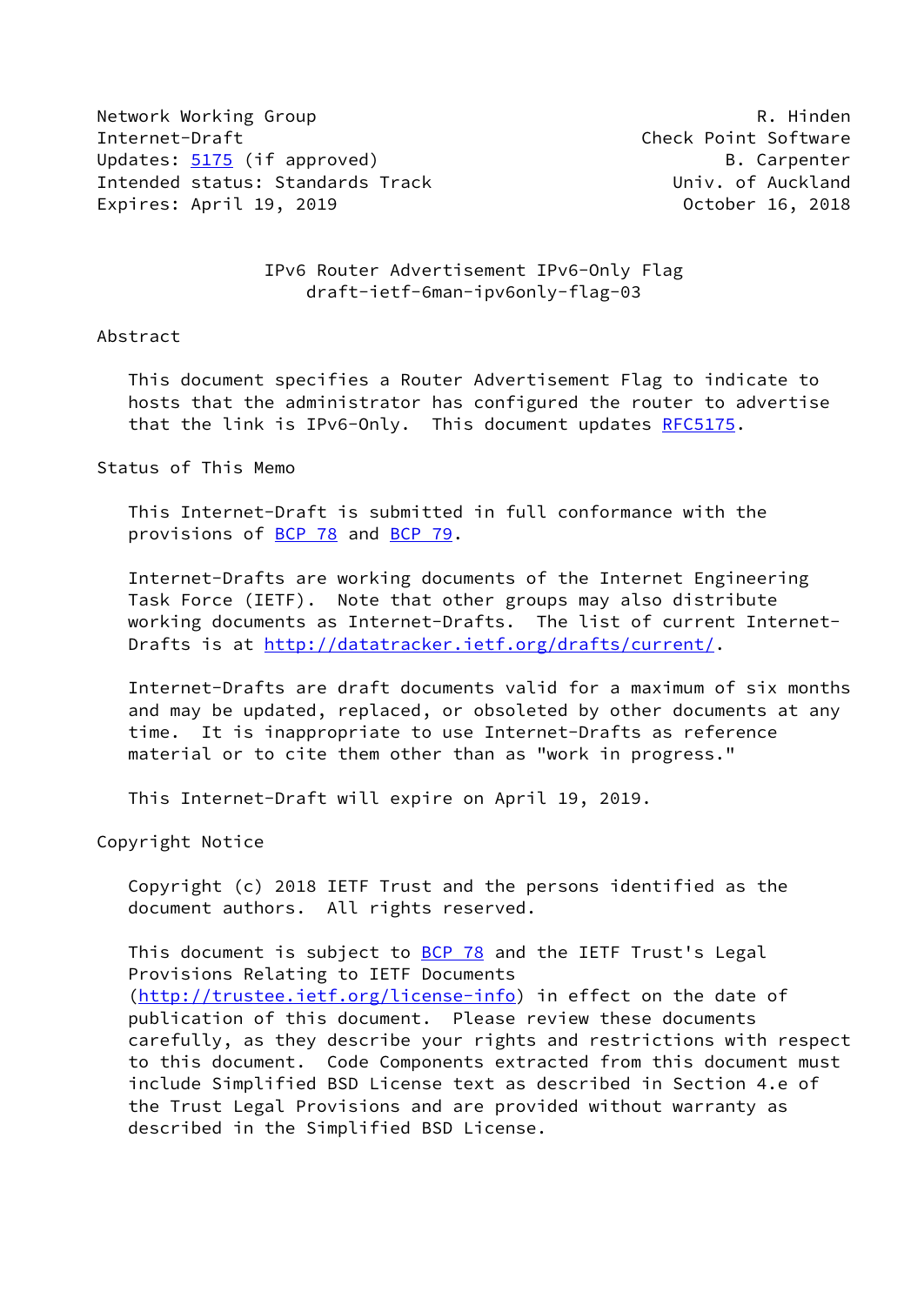Network Working Group R. Hinden
Internet-Draft Check Point Software
Updates: 5175 (if approved) B. Carpenter
Intended status: Standards Track Univ. of Auckland
Expires: April 19, 2019 October 16, 2018

# IPv6 Router Advertisement IPv6-Only Flag
draft-ietf-6man-ipv6only-flag-03

## Abstract

This document specifies a Router Advertisement Flag to indicate to hosts that the administrator has configured the router to advertise that the link is IPv6-Only. This document updates RFC5175.

## Status of This Memo

This Internet-Draft is submitted in full conformance with the provisions of BCP 78 and BCP 79.

Internet-Drafts are working documents of the Internet Engineering Task Force (IETF). Note that other groups may also distribute working documents as Internet-Drafts. The list of current Internet-Drafts is at http://datatracker.ietf.org/drafts/current/.

Internet-Drafts are draft documents valid for a maximum of six months and may be updated, replaced, or obsoleted by other documents at any time. It is inappropriate to use Internet-Drafts as reference material or to cite them other than as "work in progress."

This Internet-Draft will expire on April 19, 2019.

## Copyright Notice

Copyright (c) 2018 IETF Trust and the persons identified as the document authors. All rights reserved.

This document is subject to BCP 78 and the IETF Trust's Legal Provisions Relating to IETF Documents (http://trustee.ietf.org/license-info) in effect on the date of publication of this document. Please review these documents carefully, as they describe your rights and restrictions with respect to this document. Code Components extracted from this document must include Simplified BSD License text as described in Section 4.e of the Trust Legal Provisions and are provided without warranty as described in the Simplified BSD License.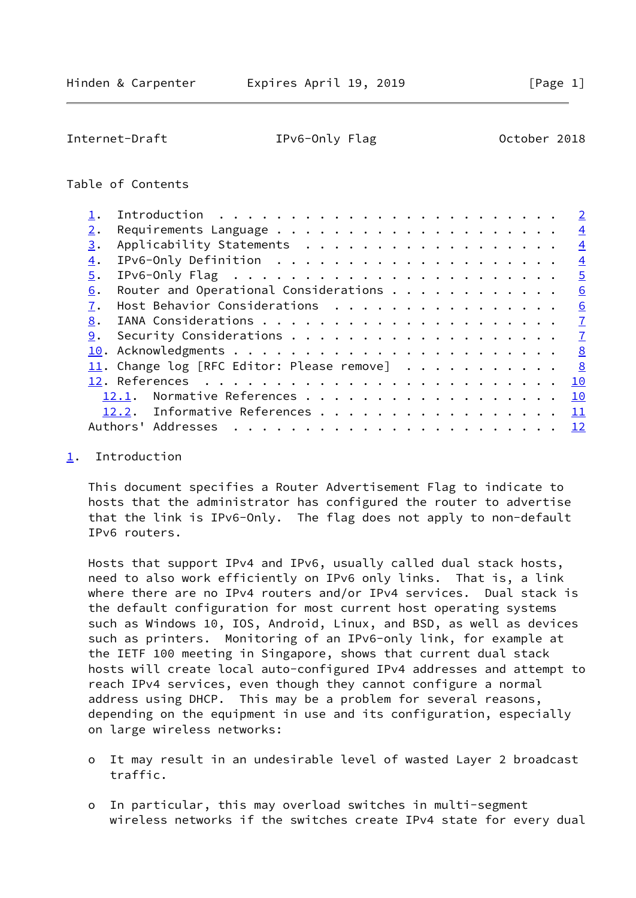Table of Contents

1. Introduction . . . . . . . . . . . . . . . . . . . . . . . . 2
2. Requirements Language . . . . . . . . . . . . . . . . . . . . 4
3. Applicability Statements . . . . . . . . . . . . . . . . . . 4
4. IPv6-Only Definition . . . . . . . . . . . . . . . . . . . . 4
5. IPv6-Only Flag . . . . . . . . . . . . . . . . . . . . . . . 5
6. Router and Operational Considerations . . . . . . . . . . . . 6
7. Host Behavior Considerations . . . . . . . . . . . . . . . . 6
8. IANA Considerations . . . . . . . . . . . . . . . . . . . . . 7
9. Security Considerations . . . . . . . . . . . . . . . . . . . 7
10. Acknowledgments . . . . . . . . . . . . . . . . . . . . . . . 8
11. Change log [RFC Editor: Please remove] . . . . . . . . . . . 8
12. References . . . . . . . . . . . . . . . . . . . . . . . . . 10
  12.1. Normative References . . . . . . . . . . . . . . . . . . 10
  12.2. Informative References . . . . . . . . . . . . . . . . . 11
Authors' Addresses . . . . . . . . . . . . . . . . . . . . . . . 12

## 1. Introduction

This document specifies a Router Advertisement Flag to indicate to hosts that the administrator has configured the router to advertise that the link is IPv6-Only. The flag does not apply to non-default IPv6 routers.

Hosts that support IPv4 and IPv6, usually called dual stack hosts, need to also work efficiently on IPv6 only links. That is, a link where there are no IPv4 routers and/or IPv4 services. Dual stack is the default configuration for most current host operating systems such as Windows 10, IOS, Android, Linux, and BSD, as well as devices such as printers. Monitoring of an IPv6-only link, for example at the IETF 100 meeting in Singapore, shows that current dual stack hosts will create local auto-configured IPv4 addresses and attempt to reach IPv4 services, even though they cannot configure a normal address using DHCP. This may be a problem for several reasons, depending on the equipment in use and its configuration, especially on large wireless networks:

- It may result in an undesirable level of wasted Layer 2 broadcast traffic.

- In particular, this may overload switches in multi-segment wireless networks if the switches create IPv4 state for every dual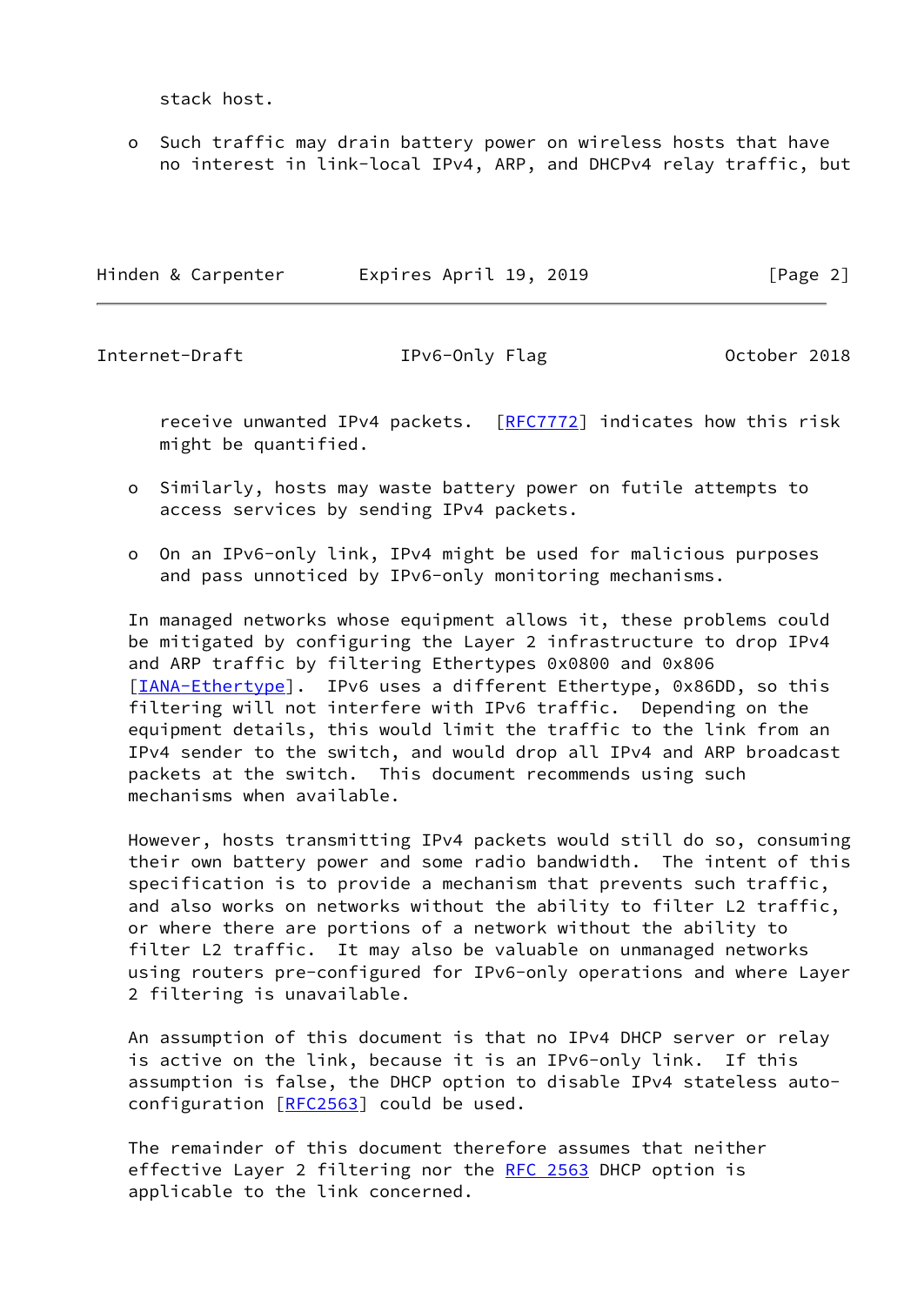stack host.

- Such traffic may drain battery power on wireless hosts that have no interest in link-local IPv4, ARP, and DHCPv4 relay traffic, but receive unwanted IPv4 packets. [RFC7772] indicates how this risk might be quantified.

- Similarly, hosts may waste battery power on futile attempts to access services by sending IPv4 packets.

- On an IPv6-only link, IPv4 might be used for malicious purposes and pass unnoticed by IPv6-only monitoring mechanisms.

In managed networks whose equipment allows it, these problems could be mitigated by configuring the Layer 2 infrastructure to drop IPv4 and ARP traffic by filtering Ethertypes 0x0800 and 0x806 [IANA-Ethertype]. IPv6 uses a different Ethertype, 0x86DD, so this filtering will not interfere with IPv6 traffic. Depending on the equipment details, this would limit the traffic to the link from an IPv4 sender to the switch, and would drop all IPv4 and ARP broadcast packets at the switch. This document recommends using such mechanisms when available.

However, hosts transmitting IPv4 packets would still do so, consuming their own battery power and some radio bandwidth. The intent of this specification is to provide a mechanism that prevents such traffic, and also works on networks without the ability to filter L2 traffic, or where there are portions of a network without the ability to filter L2 traffic. It may also be valuable on unmanaged networks using routers pre-configured for IPv6-only operations and where Layer 2 filtering is unavailable.

An assumption of this document is that no IPv4 DHCP server or relay is active on the link, because it is an IPv6-only link. If this assumption is false, the DHCP option to disable IPv4 stateless auto-configuration [RFC2563] could be used.

The remainder of this document therefore assumes that neither effective Layer 2 filtering nor the RFC 2563 DHCP option is applicable to the link concerned.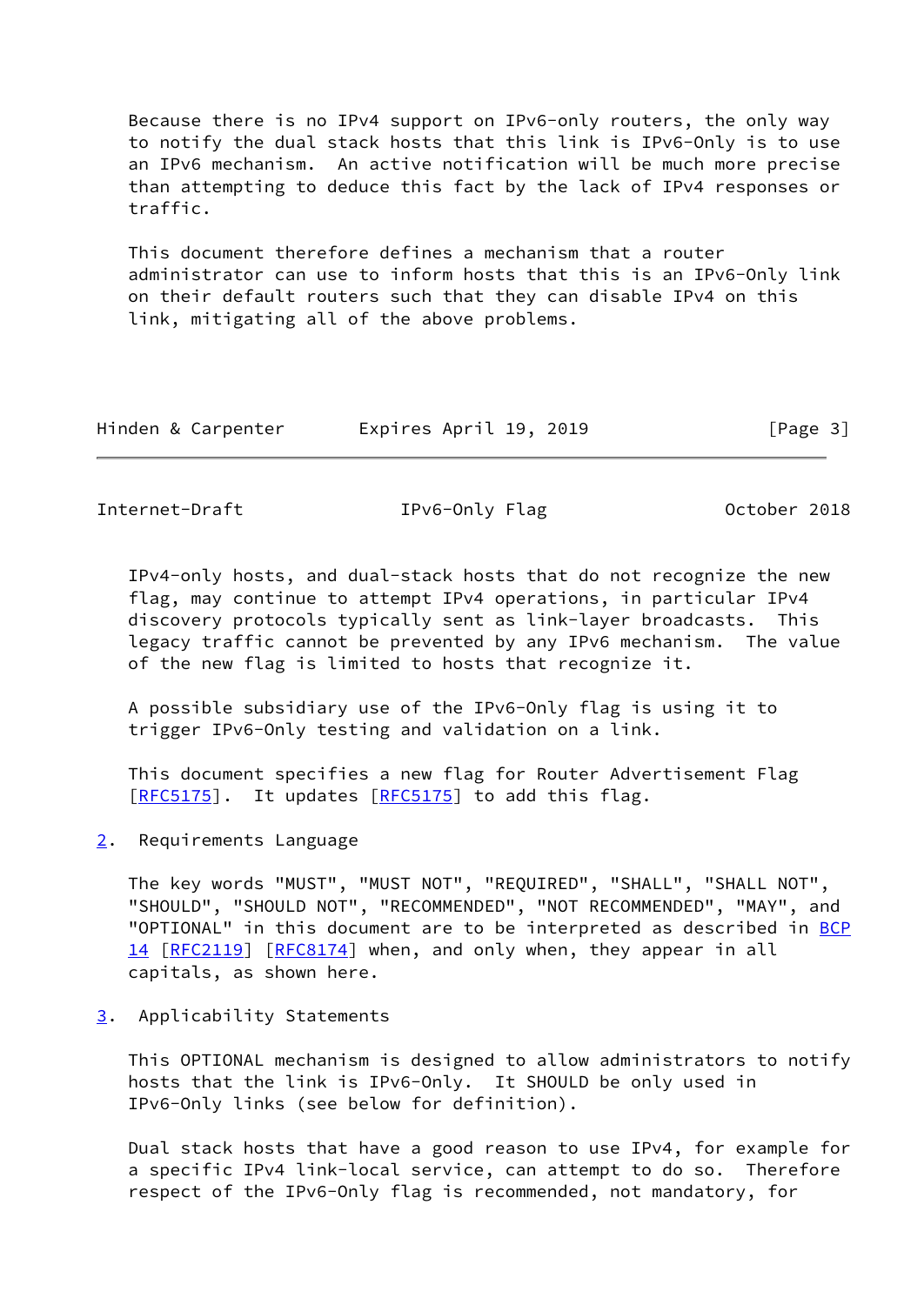Because there is no IPv4 support on IPv6-only routers, the only way to notify the dual stack hosts that this link is IPv6-Only is to use an IPv6 mechanism. An active notification will be much more precise than attempting to deduce this fact by the lack of IPv4 responses or traffic.

This document therefore defines a mechanism that a router administrator can use to inform hosts that this is an IPv6-Only link on their default routers such that they can disable IPv4 on this link, mitigating all of the above problems.

IPv4-only hosts, and dual-stack hosts that do not recognize the new flag, may continue to attempt IPv4 operations, in particular IPv4 discovery protocols typically sent as link-layer broadcasts. This legacy traffic cannot be prevented by any IPv6 mechanism. The value of the new flag is limited to hosts that recognize it.

A possible subsidiary use of the IPv6-Only flag is using it to trigger IPv6-Only testing and validation on a link.

This document specifies a new flag for Router Advertisement Flag [RFC5175]. It updates [RFC5175] to add this flag.

## 2. Requirements Language

The key words "MUST", "MUST NOT", "REQUIRED", "SHALL", "SHALL NOT", "SHOULD", "SHOULD NOT", "RECOMMENDED", "NOT RECOMMENDED", "MAY", and "OPTIONAL" in this document are to be interpreted as described in BCP 14 [RFC2119] [RFC8174] when, and only when, they appear in all capitals, as shown here.

## 3. Applicability Statements

This OPTIONAL mechanism is designed to allow administrators to notify hosts that the link is IPv6-Only. It SHOULD be only used in IPv6-Only links (see below for definition).

Dual stack hosts that have a good reason to use IPv4, for example for a specific IPv4 link-local service, can attempt to do so. Therefore respect of the IPv6-Only flag is recommended, not mandatory, for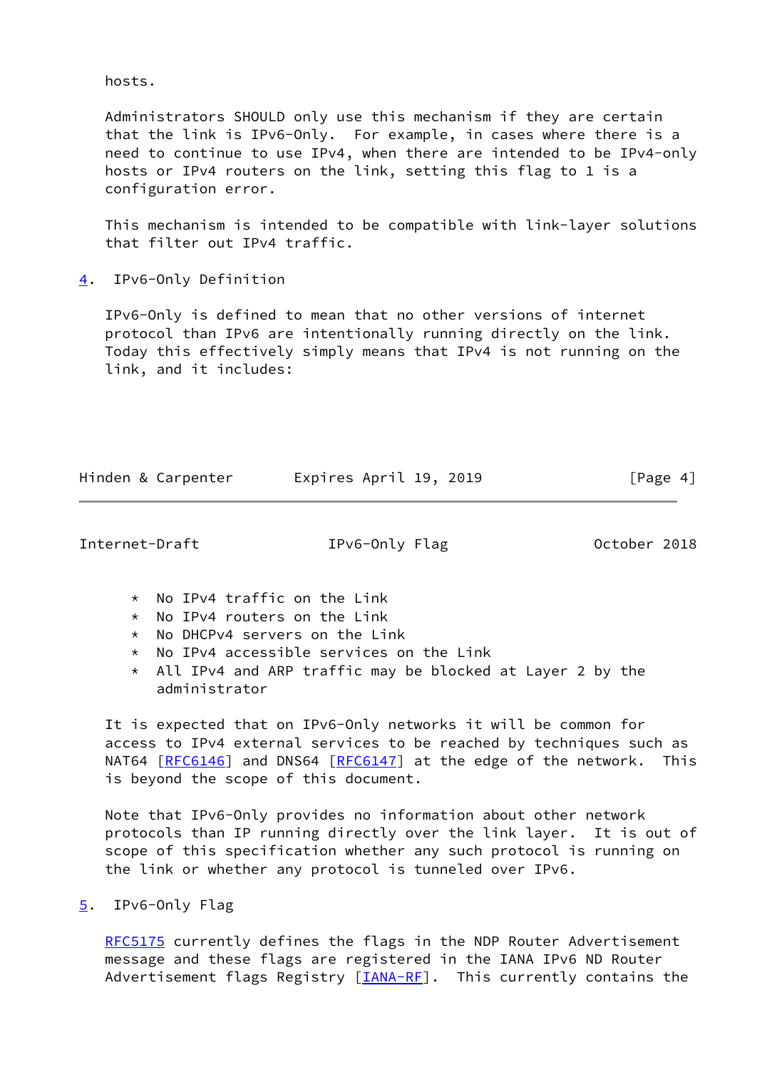hosts.

Administrators SHOULD only use this mechanism if they are certain that the link is IPv6-Only. For example, in cases where there is a need to continue to use IPv4, when there are intended to be IPv4-only hosts or IPv4 routers on the link, setting this flag to 1 is a configuration error.

This mechanism is intended to be compatible with link-layer solutions that filter out IPv4 traffic.

## 4. IPv6-Only Definition

IPv6-Only is defined to mean that no other versions of internet protocol than IPv6 are intentionally running directly on the link. Today this effectively simply means that IPv4 is not running on the link, and it includes:

* No IPv4 traffic on the Link
* No IPv4 routers on the Link
* No DHCPv4 servers on the Link
* No IPv4 accessible services on the Link
* All IPv4 and ARP traffic may be blocked at Layer 2 by the administrator

It is expected that on IPv6-Only networks it will be common for access to IPv4 external services to be reached by techniques such as NAT64 [RFC6146] and DNS64 [RFC6147] at the edge of the network. This is beyond the scope of this document.

Note that IPv6-Only provides no information about other network protocols than IP running directly over the link layer. It is out of scope of this specification whether any such protocol is running on the link or whether any protocol is tunneled over IPv6.

## 5. IPv6-Only Flag

RFC5175 currently defines the flags in the NDP Router Advertisement message and these flags are registered in the IANA IPv6 ND Router Advertisement flags Registry [IANA-RF]. This currently contains the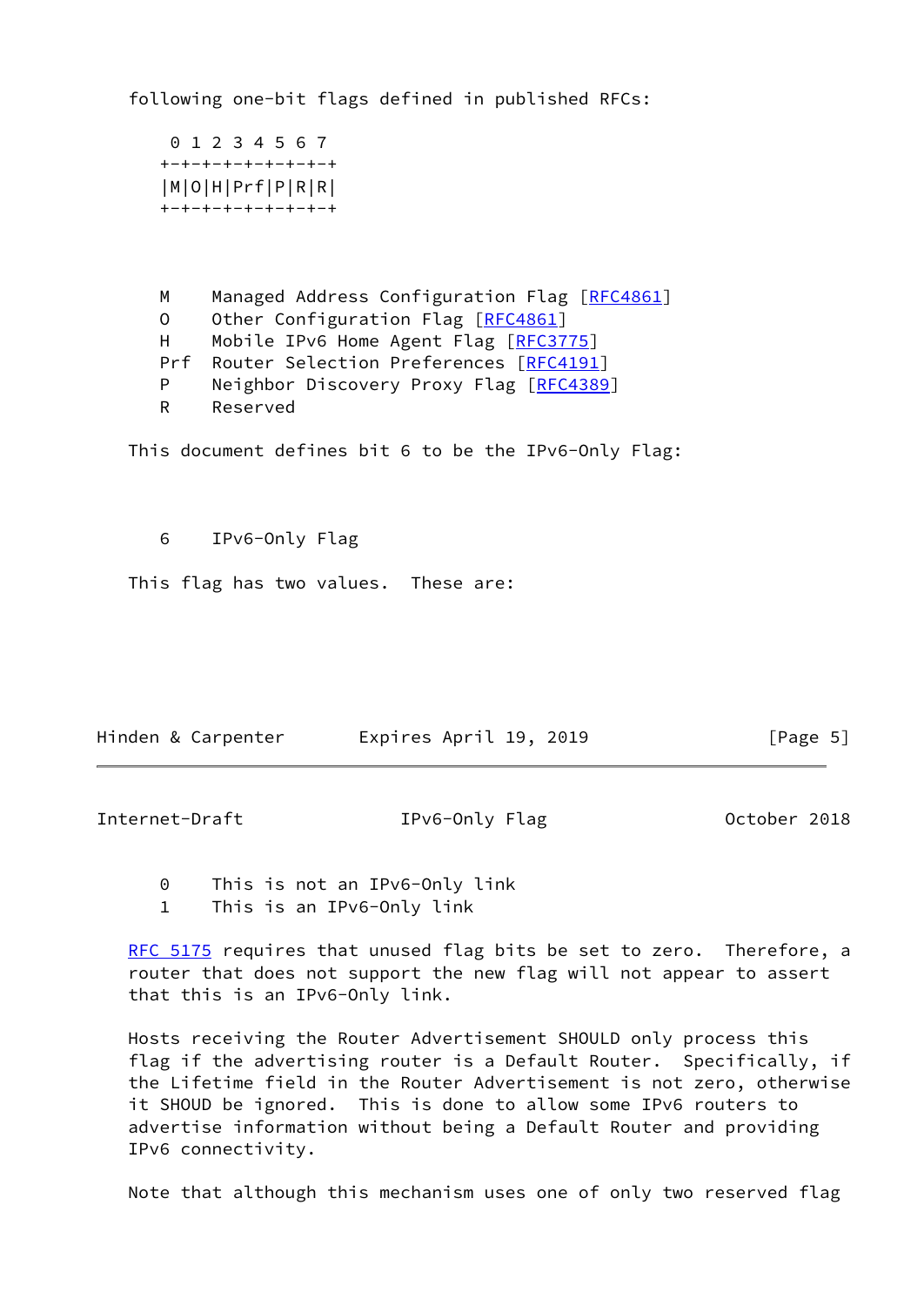following one-bit flags defined in published RFCs:

```
 0 1 2 3 4 5 6 7
+-+-+-+-+-+-+-+-+
|M|O|H|Prf|P|R|R|
+-+-+-+-+-+-+-+-+
```

```
M     Managed Address Configuration Flag [RFC4861]
O     Other Configuration Flag [RFC4861]
H     Mobile IPv6 Home Agent Flag [RFC3775]
Prf   Router Selection Preferences [RFC4191]
P     Neighbor Discovery Proxy Flag [RFC4389]
R     Reserved
```

This document defines bit 6 to be the IPv6-Only Flag:

```
6     IPv6-Only Flag
```

This flag has two values. These are:

```
0     This is not an IPv6-Only link
1     This is an IPv6-Only link
```

RFC 5175 requires that unused flag bits be set to zero. Therefore, a router that does not support the new flag will not appear to assert that this is an IPv6-Only link.

Hosts receiving the Router Advertisement SHOULD only process this flag if the advertising router is a Default Router. Specifically, if the Lifetime field in the Router Advertisement is not zero, otherwise it SHOUD be ignored. This is done to allow some IPv6 routers to advertise information without being a Default Router and providing IPv6 connectivity.

Note that although this mechanism uses one of only two reserved flag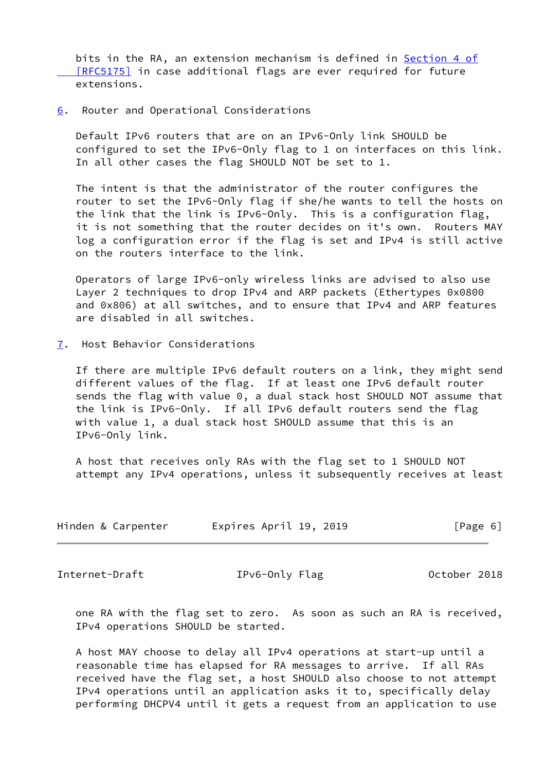bits in the RA, an extension mechanism is defined in Section 4 of [RFC5175] in case additional flags are ever required for future extensions.

## 6. Router and Operational Considerations

Default IPv6 routers that are on an IPv6-Only link SHOULD be configured to set the IPv6-Only flag to 1 on interfaces on this link. In all other cases the flag SHOULD NOT be set to 1.

The intent is that the administrator of the router configures the router to set the IPv6-Only flag if she/he wants to tell the hosts on the link that the link is IPv6-Only. This is a configuration flag, it is not something that the router decides on it's own. Routers MAY log a configuration error if the flag is set and IPv4 is still active on the routers interface to the link.

Operators of large IPv6-only wireless links are advised to also use Layer 2 techniques to drop IPv4 and ARP packets (Ethertypes 0x0800 and 0x806) at all switches, and to ensure that IPv4 and ARP features are disabled in all switches.

## 7. Host Behavior Considerations

If there are multiple IPv6 default routers on a link, they might send different values of the flag. If at least one IPv6 default router sends the flag with value 0, a dual stack host SHOULD NOT assume that the link is IPv6-Only. If all IPv6 default routers send the flag with value 1, a dual stack host SHOULD assume that this is an IPv6-Only link.

A host that receives only RAs with the flag set to 1 SHOULD NOT attempt any IPv4 operations, unless it subsequently receives at least one RA with the flag set to zero. As soon as such an RA is received, IPv4 operations SHOULD be started.

A host MAY choose to delay all IPv4 operations at start-up until a reasonable time has elapsed for RA messages to arrive. If all RAs received have the flag set, a host SHOULD also choose to not attempt IPv4 operations until an application asks it to, specifically delay performing DHCPV4 until it gets a request from an application to use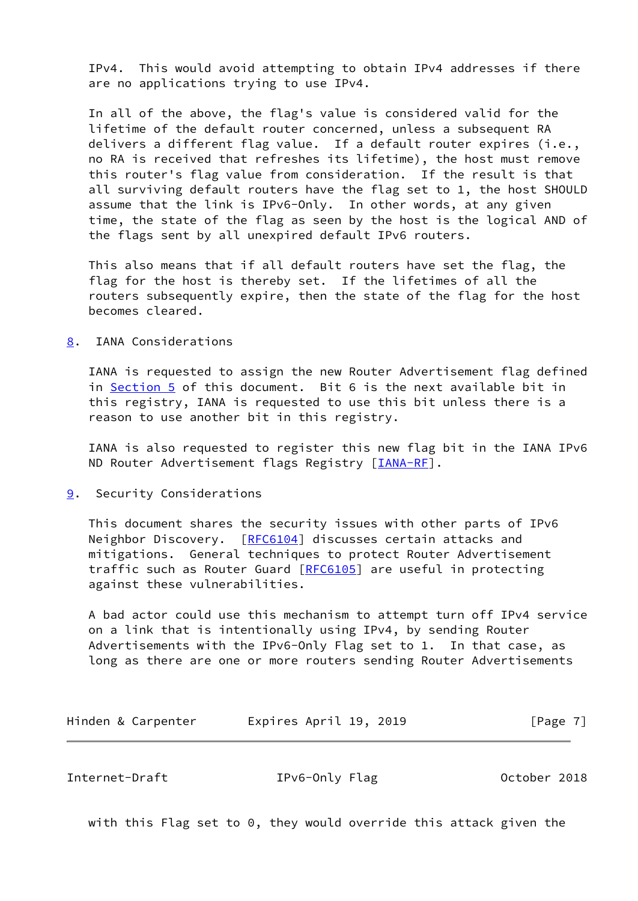IPv4. This would avoid attempting to obtain IPv4 addresses if there are no applications trying to use IPv4.

In all of the above, the flag's value is considered valid for the lifetime of the default router concerned, unless a subsequent RA delivers a different flag value. If a default router expires (i.e., no RA is received that refreshes its lifetime), the host must remove this router's flag value from consideration. If the result is that all surviving default routers have the flag set to 1, the host SHOULD assume that the link is IPv6-Only. In other words, at any given time, the state of the flag as seen by the host is the logical AND of the flags sent by all unexpired default IPv6 routers.

This also means that if all default routers have set the flag, the flag for the host is thereby set. If the lifetimes of all the routers subsequently expire, then the state of the flag for the host becomes cleared.

## 8. IANA Considerations

IANA is requested to assign the new Router Advertisement flag defined in Section 5 of this document. Bit 6 is the next available bit in this registry, IANA is requested to use this bit unless there is a reason to use another bit in this registry.

IANA is also requested to register this new flag bit in the IANA IPv6 ND Router Advertisement flags Registry [IANA-RF].

## 9. Security Considerations

This document shares the security issues with other parts of IPv6 Neighbor Discovery. [RFC6104] discusses certain attacks and mitigations. General techniques to protect Router Advertisement traffic such as Router Guard [RFC6105] are useful in protecting against these vulnerabilities.

A bad actor could use this mechanism to attempt turn off IPv4 service on a link that is intentionally using IPv4, by sending Router Advertisements with the IPv6-Only Flag set to 1. In that case, as long as there are one or more routers sending Router Advertisements with this Flag set to 0, they would override this attack given the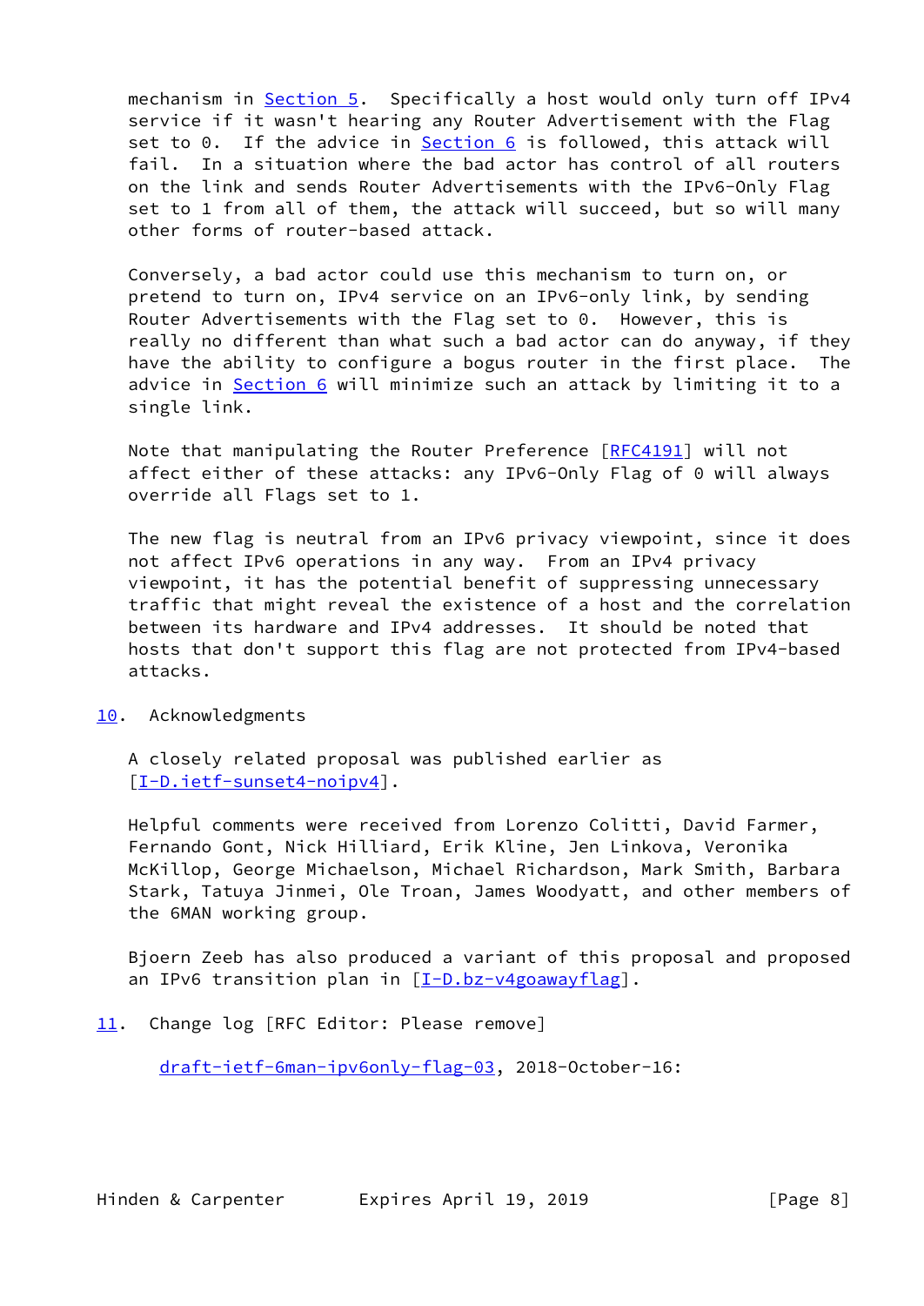mechanism in Section 5. Specifically a host would only turn off IPv4 service if it wasn't hearing any Router Advertisement with the Flag set to 0. If the advice in Section 6 is followed, this attack will fail. In a situation where the bad actor has control of all routers on the link and sends Router Advertisements with the IPv6-Only Flag set to 1 from all of them, the attack will succeed, but so will many other forms of router-based attack.

Conversely, a bad actor could use this mechanism to turn on, or pretend to turn on, IPv4 service on an IPv6-only link, by sending Router Advertisements with the Flag set to 0. However, this is really no different than what such a bad actor can do anyway, if they have the ability to configure a bogus router in the first place. The advice in Section 6 will minimize such an attack by limiting it to a single link.

Note that manipulating the Router Preference [RFC4191] will not affect either of these attacks: any IPv6-Only Flag of 0 will always override all Flags set to 1.

The new flag is neutral from an IPv6 privacy viewpoint, since it does not affect IPv6 operations in any way. From an IPv4 privacy viewpoint, it has the potential benefit of suppressing unnecessary traffic that might reveal the existence of a host and the correlation between its hardware and IPv4 addresses. It should be noted that hosts that don't support this flag are not protected from IPv4-based attacks.

## 10. Acknowledgments

A closely related proposal was published earlier as [I-D.ietf-sunset4-noipv4].

Helpful comments were received from Lorenzo Colitti, David Farmer, Fernando Gont, Nick Hilliard, Erik Kline, Jen Linkova, Veronika McKillop, George Michaelson, Michael Richardson, Mark Smith, Barbara Stark, Tatuya Jinmei, Ole Troan, James Woodyatt, and other members of the 6MAN working group.

Bjoern Zeeb has also produced a variant of this proposal and proposed an IPv6 transition plan in [I-D.bz-v4goawayflag].

## 11. Change log [RFC Editor: Please remove]

draft-ietf-6man-ipv6only-flag-03, 2018-October-16: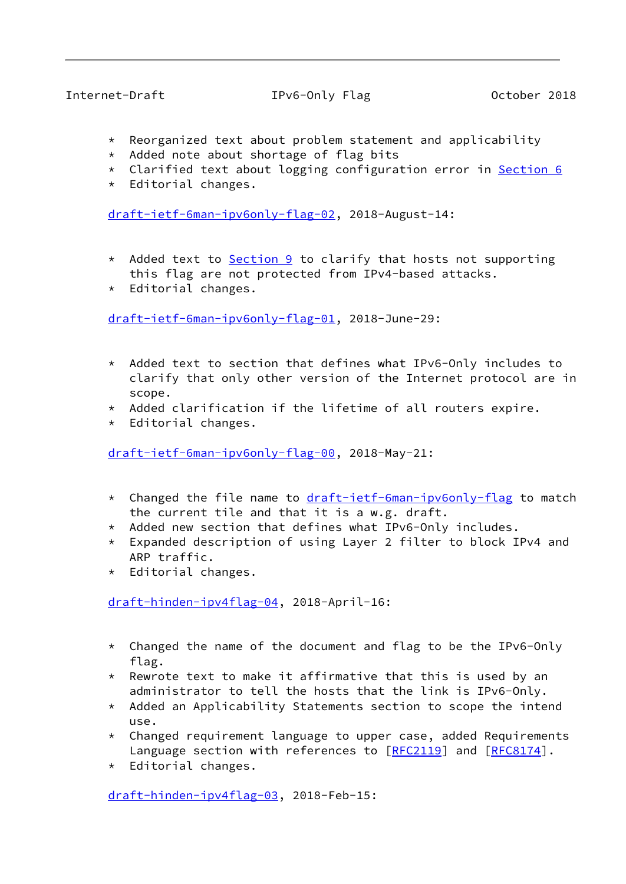* Reorganized text about problem statement and applicability
* Added note about shortage of flag bits
* Clarified text about logging configuration error in Section 6
* Editorial changes.

draft-ietf-6man-ipv6only-flag-02, 2018-August-14:

* Added text to Section 9 to clarify that hosts not supporting this flag are not protected from IPv4-based attacks.
* Editorial changes.

draft-ietf-6man-ipv6only-flag-01, 2018-June-29:

* Added text to section that defines what IPv6-Only includes to clarify that only other version of the Internet protocol are in scope.
* Added clarification if the lifetime of all routers expire.
* Editorial changes.

draft-ietf-6man-ipv6only-flag-00, 2018-May-21:

* Changed the file name to draft-ietf-6man-ipv6only-flag to match the current tile and that it is a w.g. draft.
* Added new section that defines what IPv6-Only includes.
* Expanded description of using Layer 2 filter to block IPv4 and ARP traffic.
* Editorial changes.

draft-hinden-ipv4flag-04, 2018-April-16:

* Changed the name of the document and flag to be the IPv6-Only flag.
* Rewrote text to make it affirmative that this is used by an administrator to tell the hosts that the link is IPv6-Only.
* Added an Applicability Statements section to scope the intend use.
* Changed requirement language to upper case, added Requirements Language section with references to [RFC2119] and [RFC8174].
* Editorial changes.

draft-hinden-ipv4flag-03, 2018-Feb-15: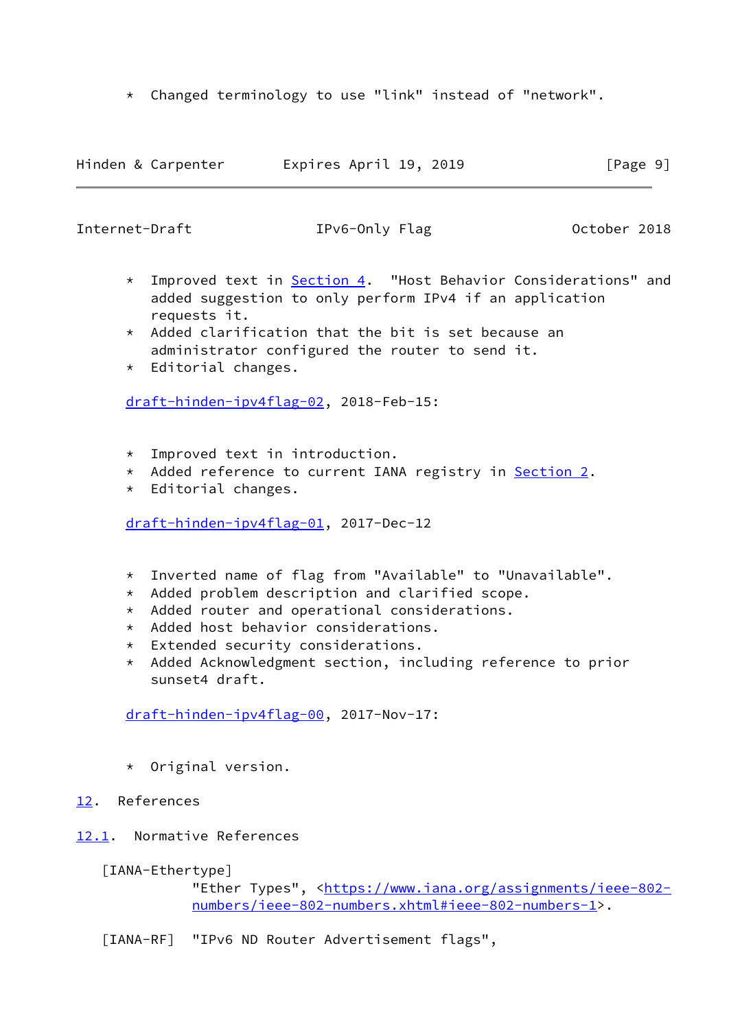* Changed terminology to use "link" instead of "network".

* Improved text in Section 4. "Host Behavior Considerations" and added suggestion to only perform IPv4 if an application requests it.
* Added clarification that the bit is set because an administrator configured the router to send it.
* Editorial changes.

draft-hinden-ipv4flag-02, 2018-Feb-15:

* Improved text in introduction.
* Added reference to current IANA registry in Section 2.
* Editorial changes.

draft-hinden-ipv4flag-01, 2017-Dec-12

* Inverted name of flag from "Available" to "Unavailable".
* Added problem description and clarified scope.
* Added router and operational considerations.
* Added host behavior considerations.
* Extended security considerations.
* Added Acknowledgment section, including reference to prior sunset4 draft.

draft-hinden-ipv4flag-00, 2017-Nov-17:

* Original version.

## 12. References

### 12.1. Normative References

[IANA-Ethertype]
"Ether Types", <https://www.iana.org/assignments/ieee-802-numbers/ieee-802-numbers.xhtml#ieee-802-numbers-1>.

[IANA-RF] "IPv6 ND Router Advertisement flags",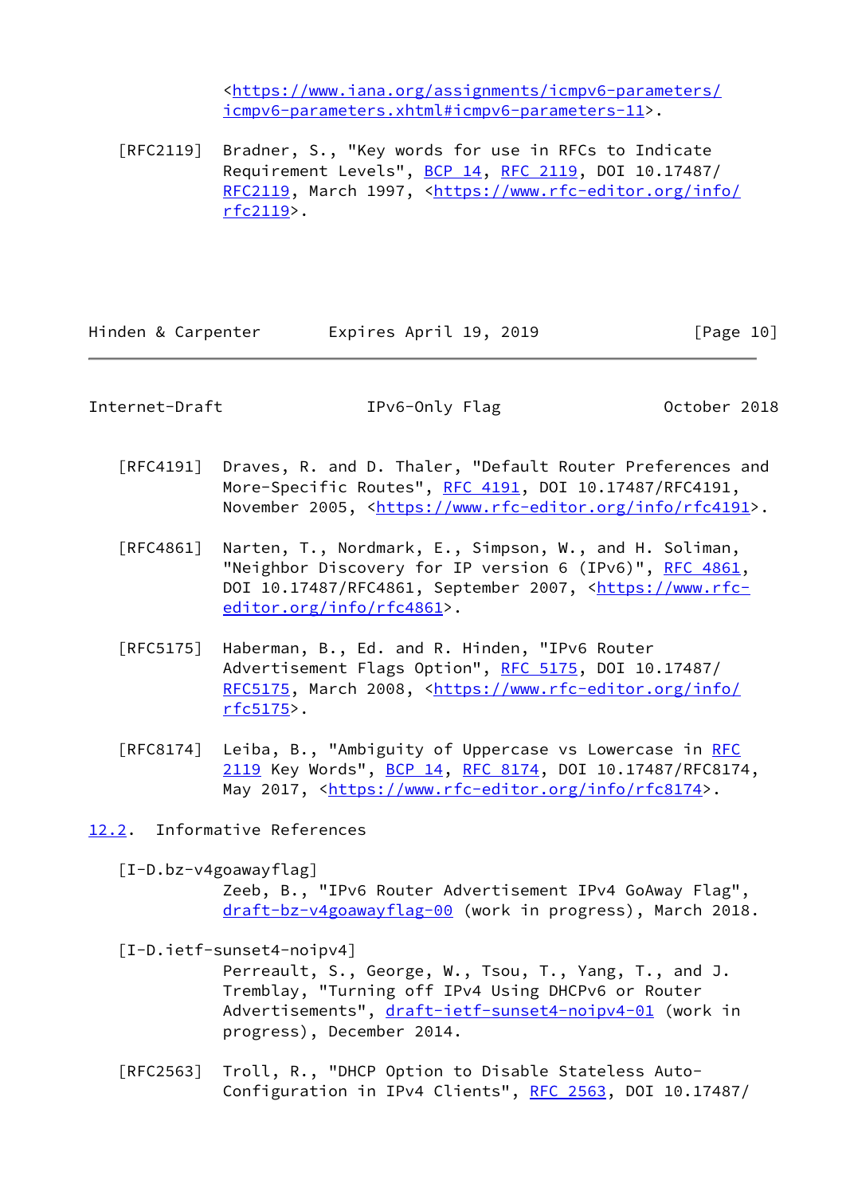<https://www.iana.org/assignments/icmpv6-parameters/icmpv6-parameters.xhtml#icmpv6-parameters-11>.

[RFC2119] Bradner, S., "Key words for use in RFCs to Indicate Requirement Levels", BCP 14, RFC 2119, DOI 10.17487/RFC2119, March 1997, <https://www.rfc-editor.org/info/rfc2119>.

[RFC4191] Draves, R. and D. Thaler, "Default Router Preferences and More-Specific Routes", RFC 4191, DOI 10.17487/RFC4191, November 2005, <https://www.rfc-editor.org/info/rfc4191>.

[RFC4861] Narten, T., Nordmark, E., Simpson, W., and H. Soliman, "Neighbor Discovery for IP version 6 (IPv6)", RFC 4861, DOI 10.17487/RFC4861, September 2007, <https://www.rfc-editor.org/info/rfc4861>.

[RFC5175] Haberman, B., Ed. and R. Hinden, "IPv6 Router Advertisement Flags Option", RFC 5175, DOI 10.17487/RFC5175, March 2008, <https://www.rfc-editor.org/info/rfc5175>.

[RFC8174] Leiba, B., "Ambiguity of Uppercase vs Lowercase in RFC 2119 Key Words", BCP 14, RFC 8174, DOI 10.17487/RFC8174, May 2017, <https://www.rfc-editor.org/info/rfc8174>.

## 12.2. Informative References

[I-D.bz-v4goawayflag]
Zeeb, B., "IPv6 Router Advertisement IPv4 GoAway Flag", draft-bz-v4goawayflag-00 (work in progress), March 2018.

[I-D.ietf-sunset4-noipv4]
Perreault, S., George, W., Tsou, T., Yang, T., and J. Tremblay, "Turning off IPv4 Using DHCPv6 or Router Advertisements", draft-ietf-sunset4-noipv4-01 (work in progress), December 2014.

[RFC2563] Troll, R., "DHCP Option to Disable Stateless Auto-Configuration in IPv4 Clients", RFC 2563, DOI 10.17487/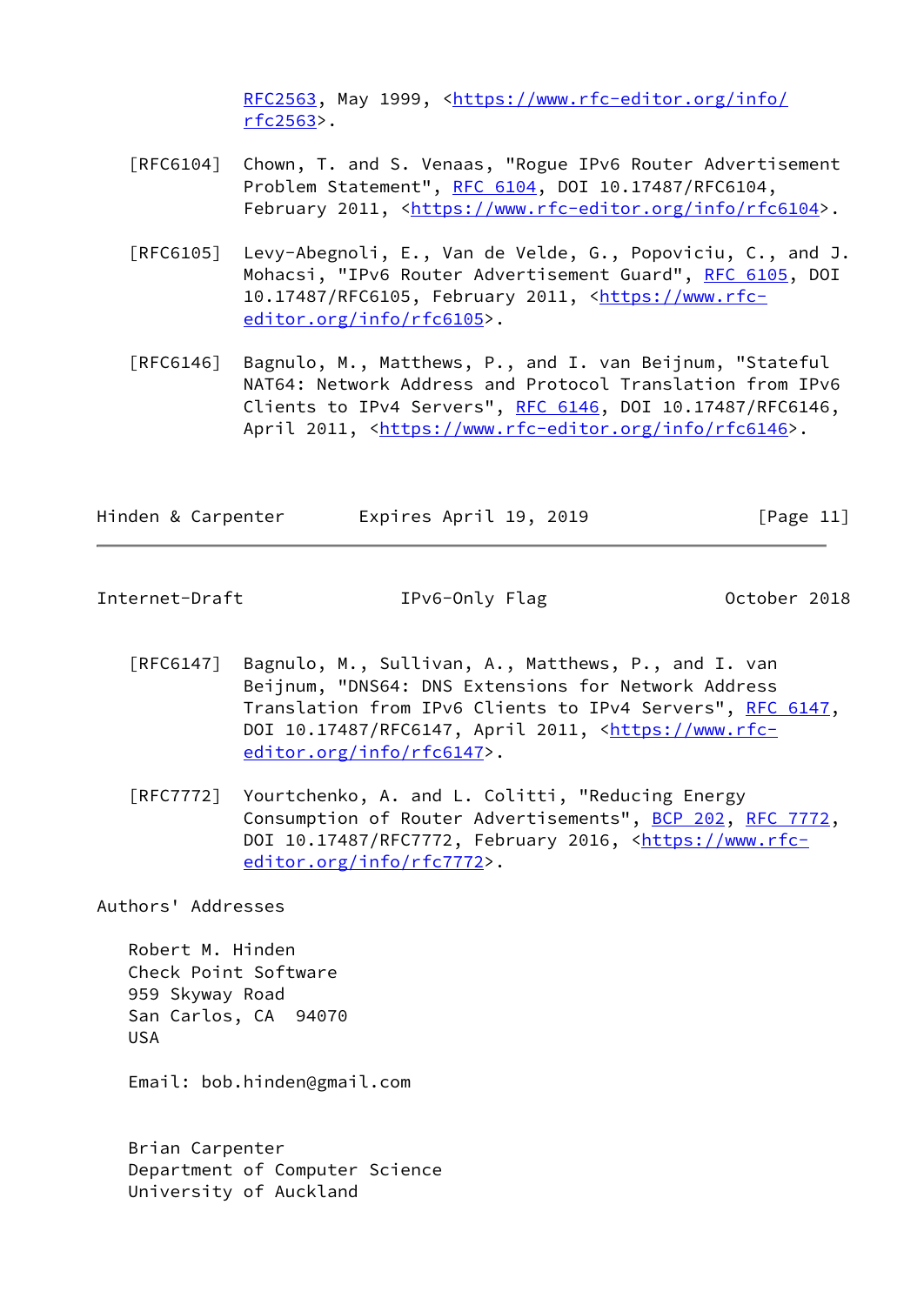RFC2563, May 1999, <https://www.rfc-editor.org/info/rfc2563>.

[RFC6104] Chown, T. and S. Venaas, "Rogue IPv6 Router Advertisement Problem Statement", RFC 6104, DOI 10.17487/RFC6104, February 2011, <https://www.rfc-editor.org/info/rfc6104>.

[RFC6105] Levy-Abegnoli, E., Van de Velde, G., Popoviciu, C., and J. Mohacsi, "IPv6 Router Advertisement Guard", RFC 6105, DOI 10.17487/RFC6105, February 2011, <https://www.rfc-editor.org/info/rfc6105>.

[RFC6146] Bagnulo, M., Matthews, P., and I. van Beijnum, "Stateful NAT64: Network Address and Protocol Translation from IPv6 Clients to IPv4 Servers", RFC 6146, DOI 10.17487/RFC6146, April 2011, <https://www.rfc-editor.org/info/rfc6146>.

[RFC6147] Bagnulo, M., Sullivan, A., Matthews, P., and I. van Beijnum, "DNS64: DNS Extensions for Network Address Translation from IPv6 Clients to IPv4 Servers", RFC 6147, DOI 10.17487/RFC6147, April 2011, <https://www.rfc-editor.org/info/rfc6147>.

[RFC7772] Yourtchenko, A. and L. Colitti, "Reducing Energy Consumption of Router Advertisements", BCP 202, RFC 7772, DOI 10.17487/RFC7772, February 2016, <https://www.rfc-editor.org/info/rfc7772>.

## Authors' Addresses

Robert M. Hinden
Check Point Software
959 Skyway Road
San Carlos, CA 94070
USA

Email: bob.hinden@gmail.com

Brian Carpenter
Department of Computer Science
University of Auckland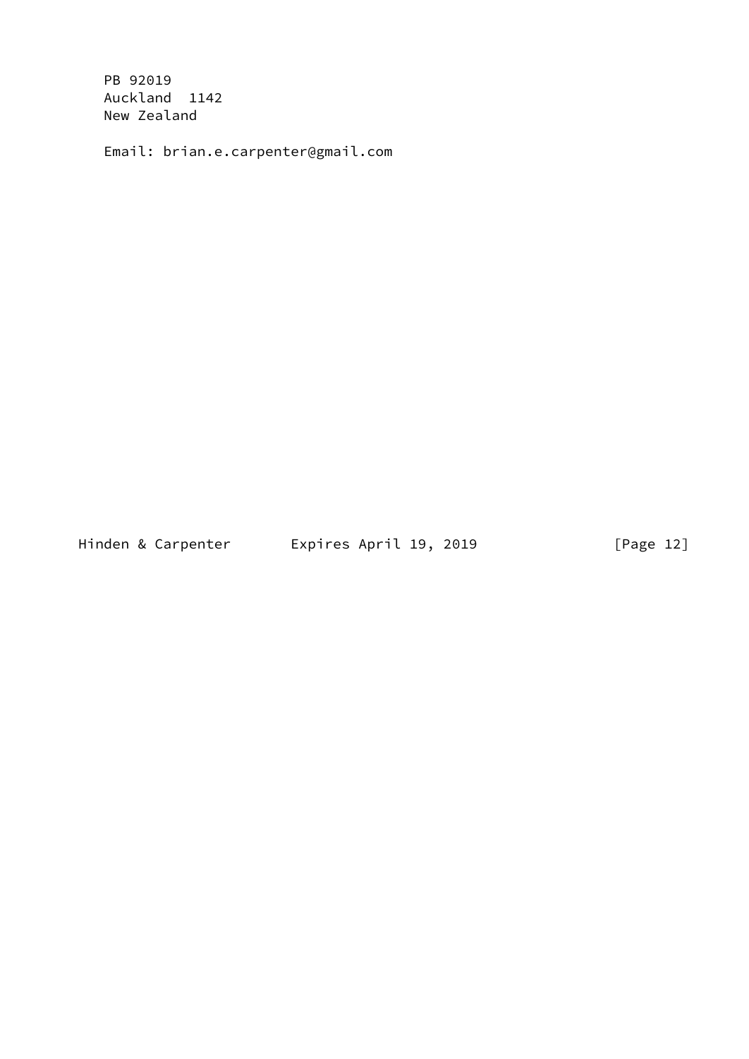PB 92019
Auckland  1142
New Zealand

Email: brian.e.carpenter@gmail.com